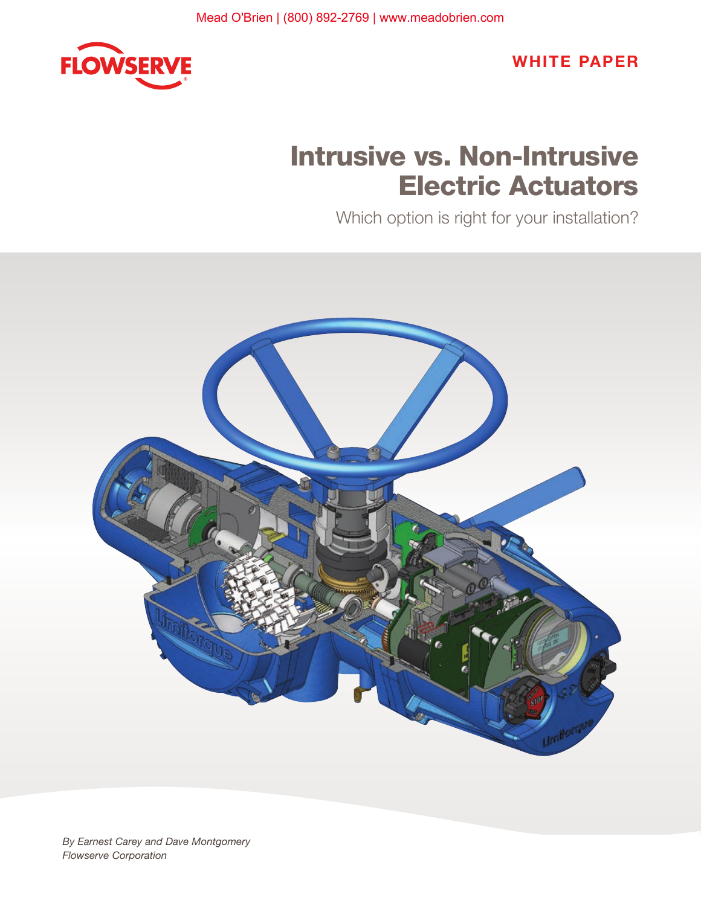Mead O'Brien | (800) 892-2769 | www.meadobrien.com

FLOWSERVE

**WHITE PAPER**

# Intrusive vs. Non-Intrusive Electric Actuators

Which option is right for your installation?

*By Earnest Carey and Dave Montgomery*
*Flowserve Corporation*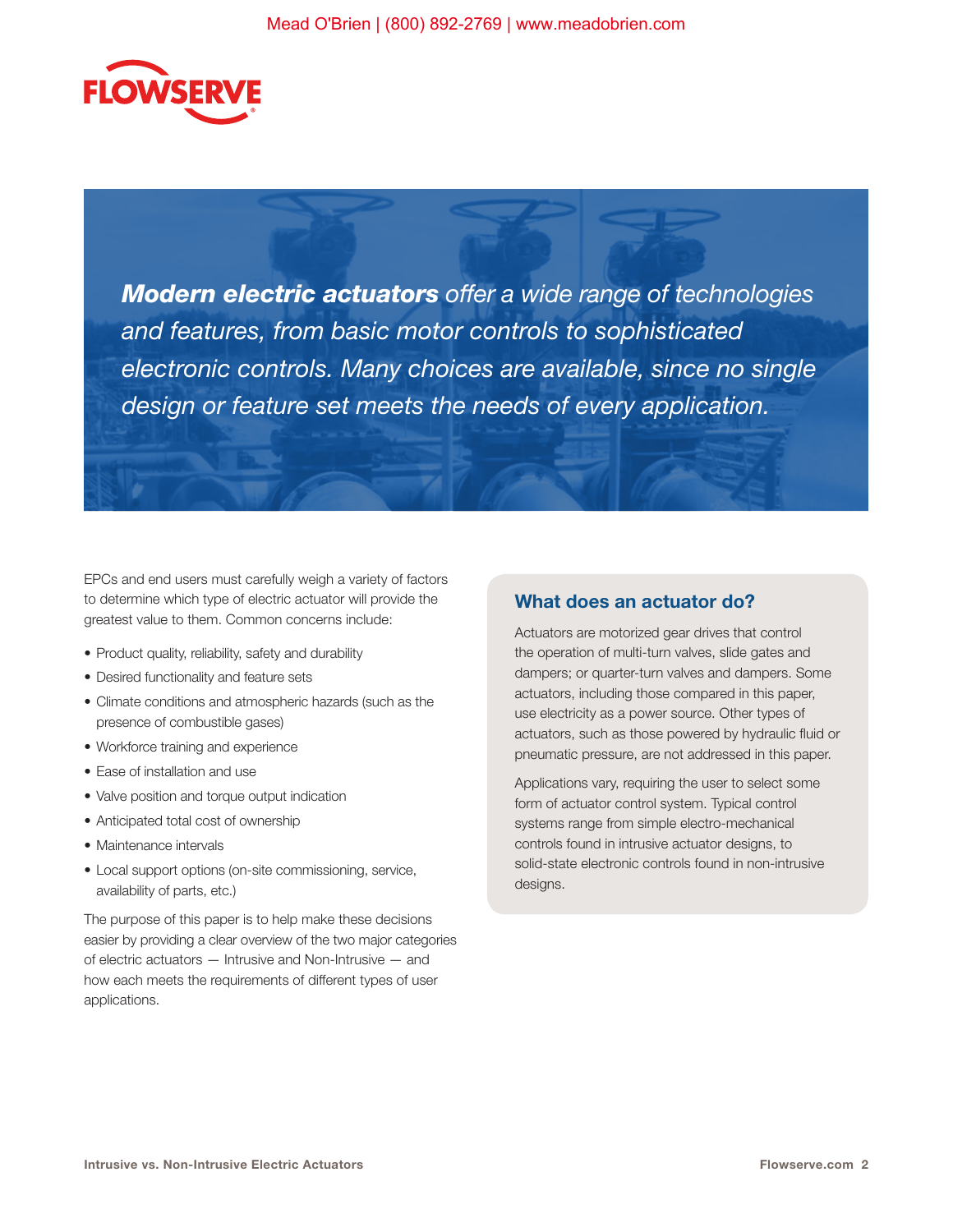*__Modern electric actuators__ offer a wide range of technologies and features, from basic motor controls to sophisticated electronic controls. Many choices are available, since no single design or feature set meets the needs of every application.*

EPCs and end users must carefully weigh a variety of factors to determine which type of electric actuator will provide the greatest value to them. Common concerns include:

- Product quality, reliability, safety and durability
- Desired functionality and feature sets
- Climate conditions and atmospheric hazards (such as the presence of combustible gases)
- Workforce training and experience
- Ease of installation and use
- Valve position and torque output indication
- Anticipated total cost of ownership
- Maintenance intervals
- Local support options (on-site commissioning, service, availability of parts, etc.)

The purpose of this paper is to help make these decisions easier by providing a clear overview of the two major categories of electric actuators — Intrusive and Non-Intrusive — and how each meets the requirements of different types of user applications.

## What does an actuator do?

Actuators are motorized gear drives that control the operation of multi-turn valves, slide gates and dampers; or quarter-turn valves and dampers. Some actuators, including those compared in this paper, use electricity as a power source. Other types of actuators, such as those powered by hydraulic fluid or pneumatic pressure, are not addressed in this paper.

Applications vary, requiring the user to select some form of actuator control system. Typical control systems range from simple electro-mechanical controls found in intrusive actuator designs, to solid-state electronic controls found in non-intrusive designs.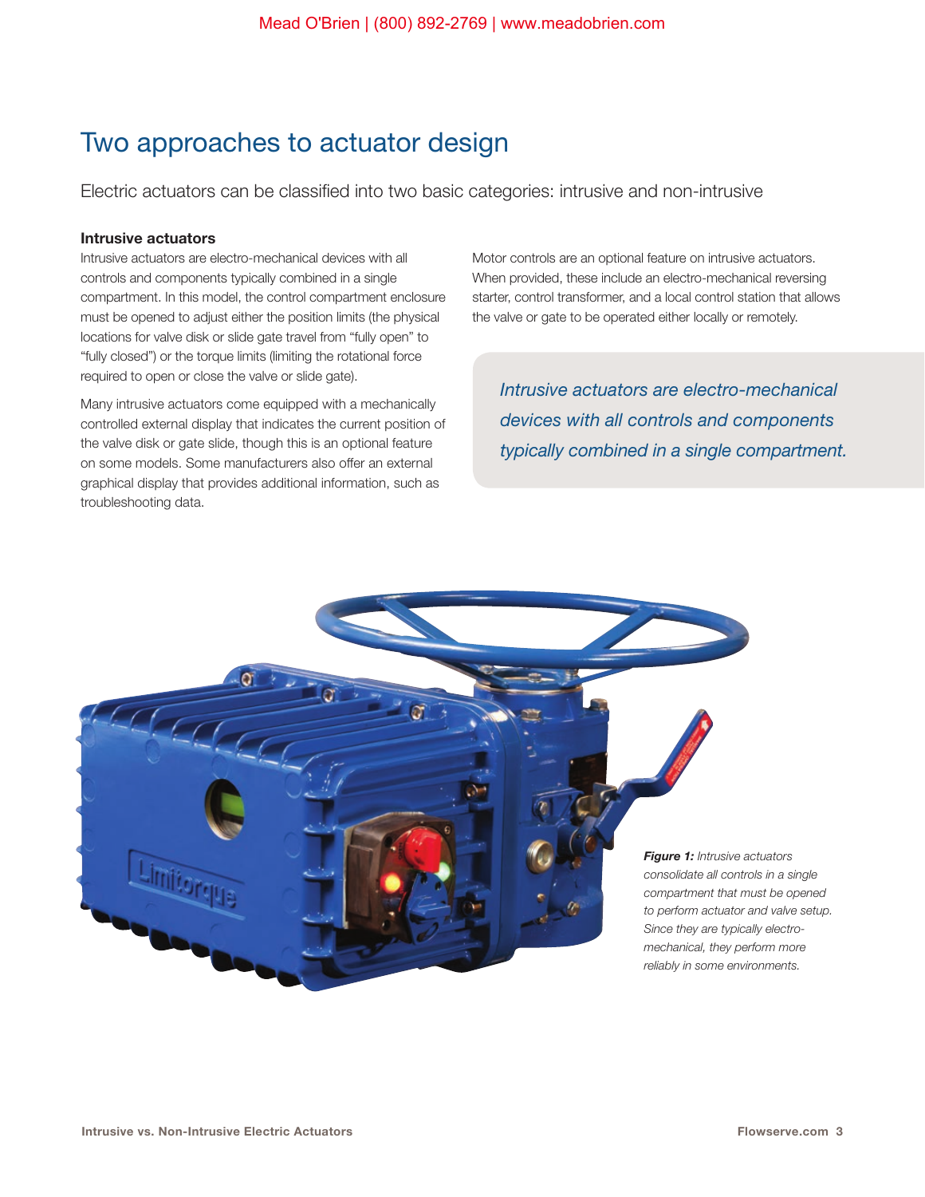# Two approaches to actuator design

Electric actuators can be classified into two basic categories: intrusive and non-intrusive

### Intrusive actuators

Intrusive actuators are electro-mechanical devices with all controls and components typically combined in a single compartment. In this model, the control compartment enclosure must be opened to adjust either the position limits (the physical locations for valve disk or slide gate travel from "fully open" to "fully closed") or the torque limits (limiting the rotational force required to open or close the valve or slide gate).

Many intrusive actuators come equipped with a mechanically controlled external display that indicates the current position of the valve disk or gate slide, though this is an optional feature on some models. Some manufacturers also offer an external graphical display that provides additional information, such as troubleshooting data.

Motor controls are an optional feature on intrusive actuators. When provided, these include an electro-mechanical reversing starter, control transformer, and a local control station that allows the valve or gate to be operated either locally or remotely.

*Intrusive actuators are electro-mechanical devices with all controls and components typically combined in a single compartment.*

***Figure 1:*** *Intrusive actuators consolidate all controls in a single compartment that must be opened to perform actuator and valve setup. Since they are typically electro-mechanical, they perform more reliably in some environments.*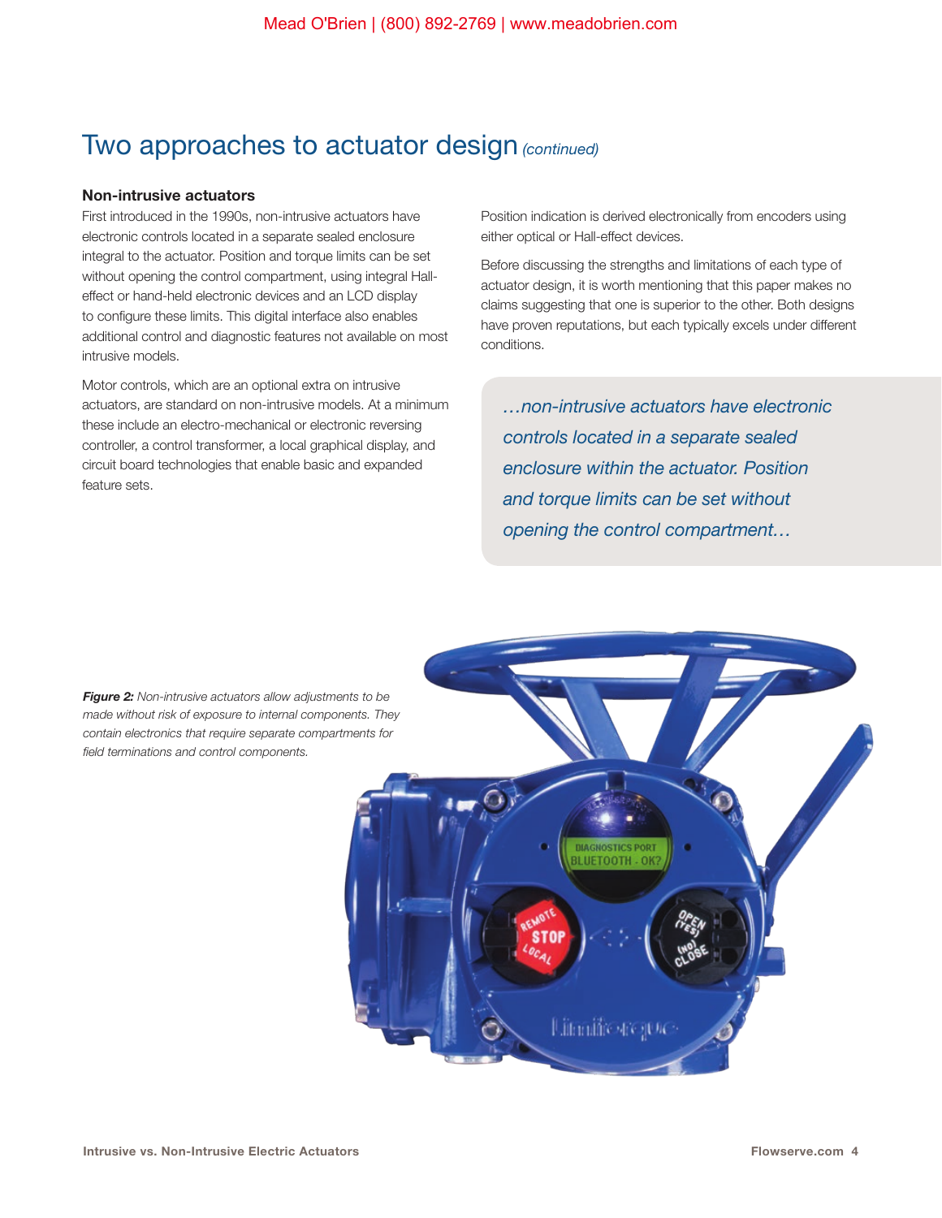# Two approaches to actuator design *(continued)*

### Non-intrusive actuators

First introduced in the 1990s, non-intrusive actuators have electronic controls located in a separate sealed enclosure integral to the actuator. Position and torque limits can be set without opening the control compartment, using integral Hall-effect or hand-held electronic devices and an LCD display to configure these limits. This digital interface also enables additional control and diagnostic features not available on most intrusive models.

Motor controls, which are an optional extra on intrusive actuators, are standard on non-intrusive models. At a minimum these include an electro-mechanical or electronic reversing controller, a control transformer, a local graphical display, and circuit board technologies that enable basic and expanded feature sets.

Position indication is derived electronically from encoders using either optical or Hall-effect devices.

Before discussing the strengths and limitations of each type of actuator design, it is worth mentioning that this paper makes no claims suggesting that one is superior to the other. Both designs have proven reputations, but each typically excels under different conditions.

> *…non-intrusive actuators have electronic controls located in a separate sealed enclosure within the actuator. Position and torque limits can be set without opening the control compartment…*

***Figure 2:*** *Non-intrusive actuators allow adjustments to be made without risk of exposure to internal components. They contain electronics that require separate compartments for field terminations and control components.*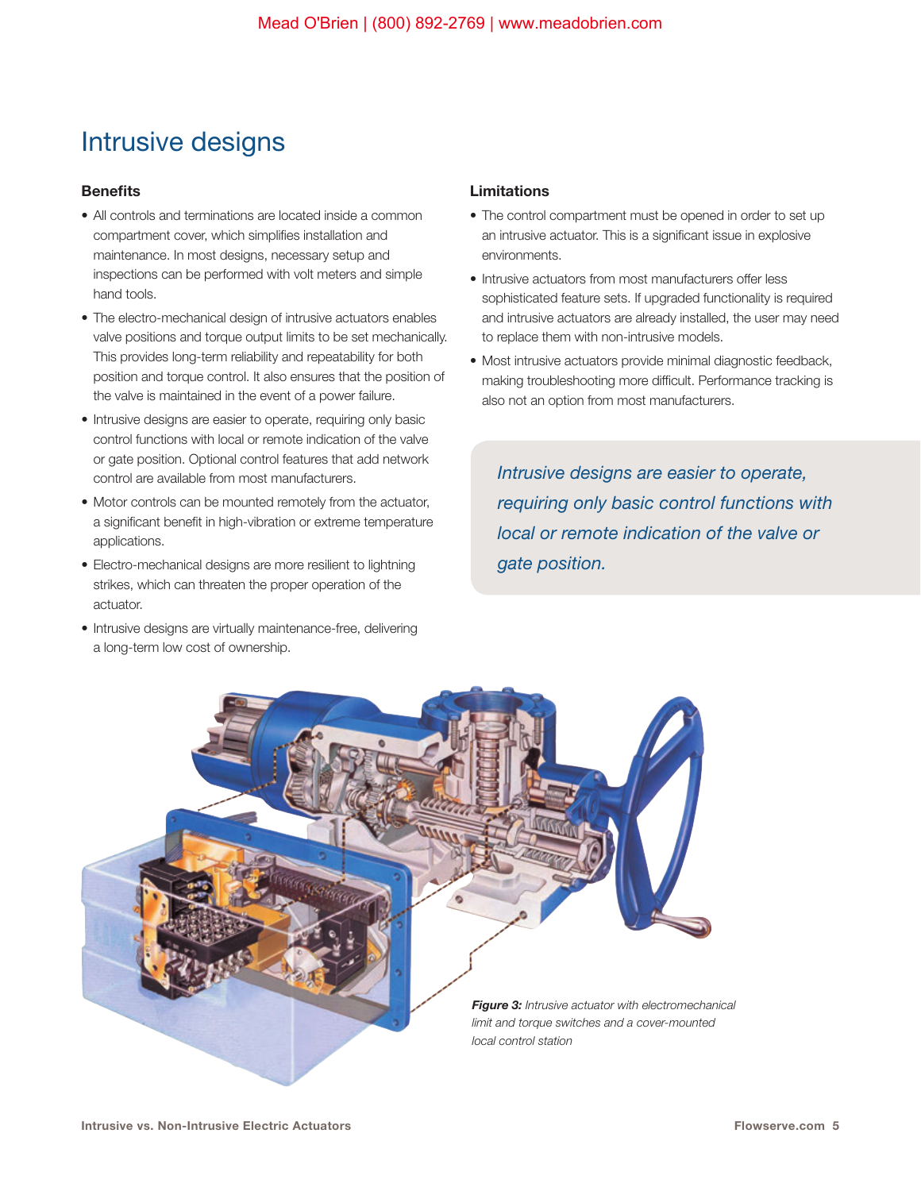# Intrusive designs

## Benefits

- All controls and terminations are located inside a common compartment cover, which simplifies installation and maintenance. In most designs, necessary setup and inspections can be performed with volt meters and simple hand tools.
- The electro-mechanical design of intrusive actuators enables valve positions and torque output limits to be set mechanically. This provides long-term reliability and repeatability for both position and torque control. It also ensures that the position of the valve is maintained in the event of a power failure.
- Intrusive designs are easier to operate, requiring only basic control functions with local or remote indication of the valve or gate position. Optional control features that add network control are available from most manufacturers.
- Motor controls can be mounted remotely from the actuator, a significant benefit in high-vibration or extreme temperature applications.
- Electro-mechanical designs are more resilient to lightning strikes, which can threaten the proper operation of the actuator.
- Intrusive designs are virtually maintenance-free, delivering a long-term low cost of ownership.

## Limitations

- The control compartment must be opened in order to set up an intrusive actuator. This is a significant issue in explosive environments.
- Intrusive actuators from most manufacturers offer less sophisticated feature sets. If upgraded functionality is required and intrusive actuators are already installed, the user may need to replace them with non-intrusive models.
- Most intrusive actuators provide minimal diagnostic feedback, making troubleshooting more difficult. Performance tracking is also not an option from most manufacturers.

*Intrusive designs are easier to operate, requiring only basic control functions with local or remote indication of the valve or gate position.*

***Figure 3:*** *Intrusive actuator with electromechanical limit and torque switches and a cover-mounted local control station*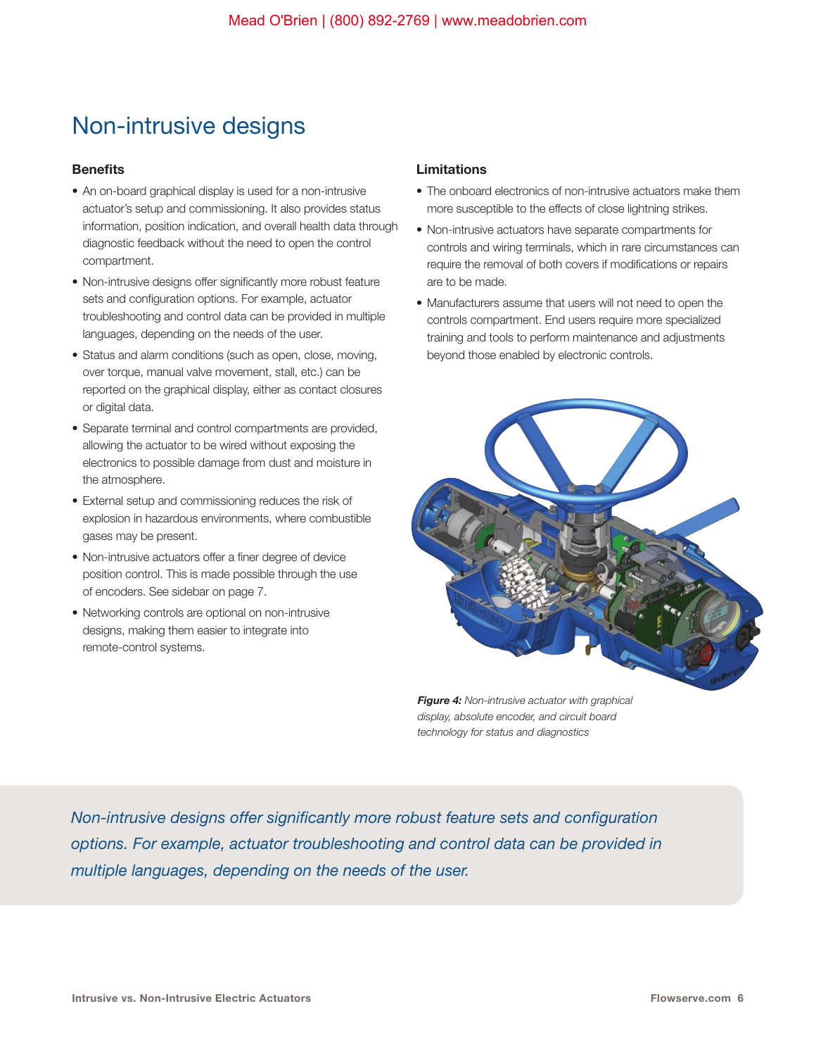# Non-intrusive designs

### Benefits

- An on-board graphical display is used for a non-intrusive actuator's setup and commissioning. It also provides status information, position indication, and overall health data through diagnostic feedback without the need to open the control compartment.
- Non-intrusive designs offer significantly more robust feature sets and configuration options. For example, actuator troubleshooting and control data can be provided in multiple languages, depending on the needs of the user.
- Status and alarm conditions (such as open, close, moving, over torque, manual valve movement, stall, etc.) can be reported on the graphical display, either as contact closures or digital data.
- Separate terminal and control compartments are provided, allowing the actuator to be wired without exposing the electronics to possible damage from dust and moisture in the atmosphere.
- External setup and commissioning reduces the risk of explosion in hazardous environments, where combustible gases may be present.
- Non-intrusive actuators offer a finer degree of device position control. This is made possible through the use of encoders. See sidebar on page 7.
- Networking controls are optional on non-intrusive designs, making them easier to integrate into remote-control systems.

### Limitations

- The onboard electronics of non-intrusive actuators make them more susceptible to the effects of close lightning strikes.
- Non-intrusive actuators have separate compartments for controls and wiring terminals, which in rare circumstances can require the removal of both covers if modifications or repairs are to be made.
- Manufacturers assume that users will not need to open the controls compartment. End users require more specialized training and tools to perform maintenance and adjustments beyond those enabled by electronic controls.

***Figure 4:*** *Non-intrusive actuator with graphical display, absolute encoder, and circuit board technology for status and diagnostics*

*Non-intrusive designs offer significantly more robust feature sets and configuration options. For example, actuator troubleshooting and control data can be provided in multiple languages, depending on the needs of the user.*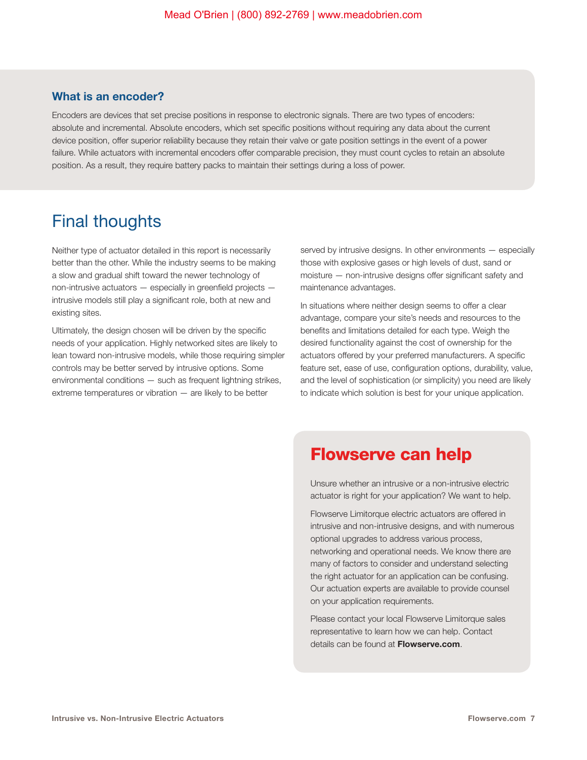### What is an encoder?

Encoders are devices that set precise positions in response to electronic signals. There are two types of encoders: absolute and incremental. Absolute encoders, which set specific positions without requiring any data about the current device position, offer superior reliability because they retain their valve or gate position settings in the event of a power failure. While actuators with incremental encoders offer comparable precision, they must count cycles to retain an absolute position. As a result, they require battery packs to maintain their settings during a loss of power.

## Final thoughts

Neither type of actuator detailed in this report is necessarily better than the other. While the industry seems to be making a slow and gradual shift toward the newer technology of non-intrusive actuators — especially in greenfield projects — intrusive models still play a significant role, both at new and existing sites.

Ultimately, the design chosen will be driven by the specific needs of your application. Highly networked sites are likely to lean toward non-intrusive models, while those requiring simpler controls may be better served by intrusive options. Some environmental conditions — such as frequent lightning strikes, extreme temperatures or vibration — are likely to be better served by intrusive designs. In other environments — especially those with explosive gases or high levels of dust, sand or moisture — non-intrusive designs offer significant safety and maintenance advantages.

In situations where neither design seems to offer a clear advantage, compare your site's needs and resources to the benefits and limitations detailed for each type. Weigh the desired functionality against the cost of ownership for the actuators offered by your preferred manufacturers. A specific feature set, ease of use, configuration options, durability, value, and the level of sophistication (or simplicity) you need are likely to indicate which solution is best for your unique application.

## Flowserve can help

Unsure whether an intrusive or a non-intrusive electric actuator is right for your application? We want to help.

Flowserve Limitorque electric actuators are offered in intrusive and non-intrusive designs, and with numerous optional upgrades to address various process, networking and operational needs. We know there are many of factors to consider and understand selecting the right actuator for an application can be confusing. Our actuation experts are available to provide counsel on your application requirements.

Please contact your local Flowserve Limitorque sales representative to learn how we can help. Contact details can be found at **Flowserve.com**.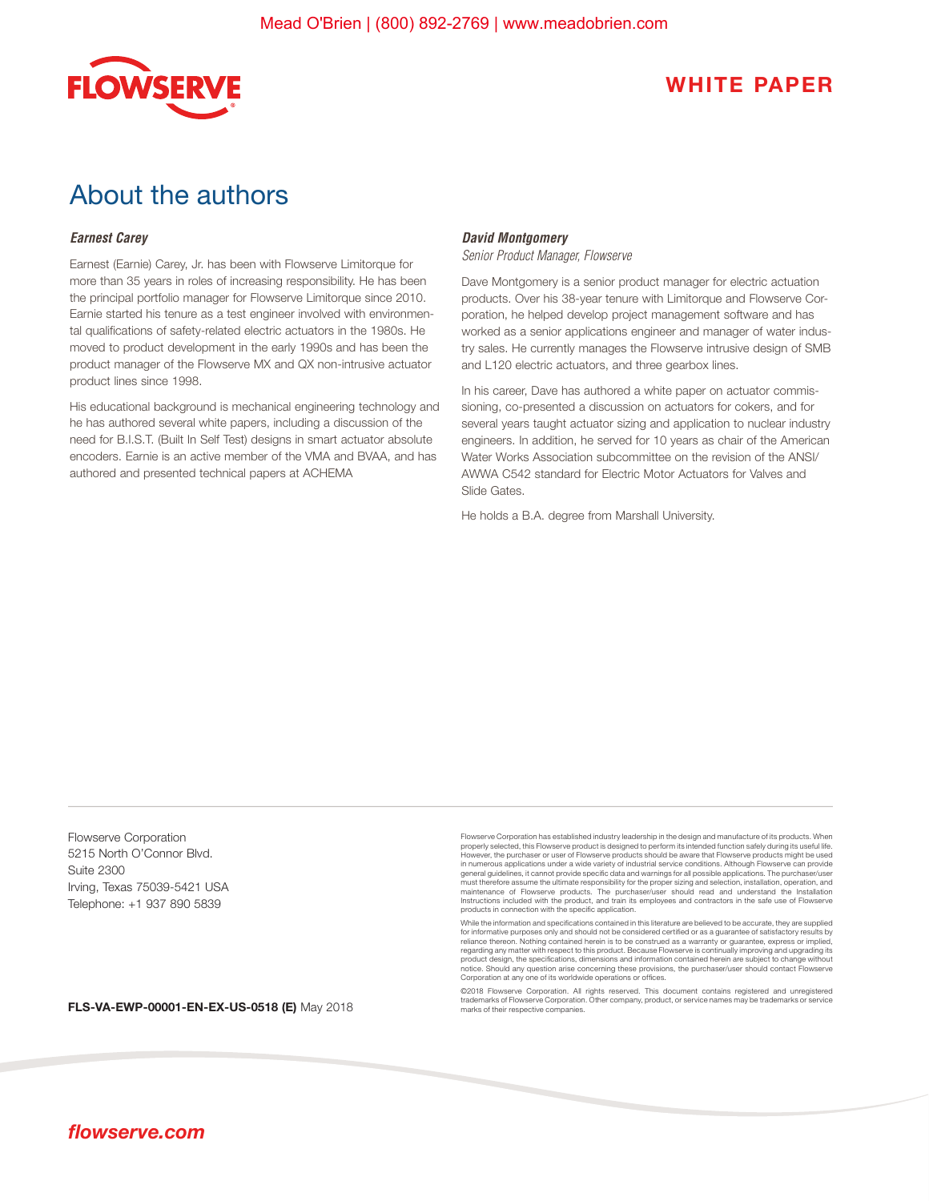# About the authors

***Earnest Carey***

Earnest (Earnie) Carey, Jr. has been with Flowserve Limitorque for more than 35 years in roles of increasing responsibility. He has been the principal portfolio manager for Flowserve Limitorque since 2010. Earnie started his tenure as a test engineer involved with environmental qualifications of safety-related electric actuators in the 1980s. He moved to product development in the early 1990s and has been the product manager of the Flowserve MX and QX non-intrusive actuator product lines since 1998.

His educational background is mechanical engineering technology and he has authored several white papers, including a discussion of the need for B.I.S.T. (Built In Self Test) designs in smart actuator absolute encoders. Earnie is an active member of the VMA and BVAA, and has authored and presented technical papers at ACHEMA

***David Montgomery***

*Senior Product Manager, Flowserve*

Dave Montgomery is a senior product manager for electric actuation products. Over his 38-year tenure with Limitorque and Flowserve Corporation, he helped develop project management software and has worked as a senior applications engineer and manager of water industry sales. He currently manages the Flowserve intrusive design of SMB and L120 electric actuators, and three gearbox lines.

In his career, Dave has authored a white paper on actuator commissioning, co-presented a discussion on actuators for cokers, and for several years taught actuator sizing and application to nuclear industry engineers. In addition, he served for 10 years as chair of the American Water Works Association subcommittee on the revision of the ANSI/AWWA C542 standard for Electric Motor Actuators for Valves and Slide Gates.

He holds a B.A. degree from Marshall University.

Flowserve Corporation
5215 North O'Connor Blvd.
Suite 2300
Irving, Texas 75039-5421 USA
Telephone: +1 937 890 5839

**FLS-VA-EWP-00001-EN-EX-US-0518 (E)** May 2018

Flowserve Corporation has established industry leadership in the design and manufacture of its products. When properly selected, this Flowserve product is designed to perform its intended function safely during its useful life. However, the purchaser or user of Flowserve products should be aware that Flowserve products might be used in numerous applications under a wide variety of industrial service conditions. Although Flowserve can provide general guidelines, it cannot provide specific data and warnings for all possible applications. The purchaser/user must therefore assume the ultimate responsibility for the proper sizing and selection, installation, operation, and maintenance of Flowserve products. The purchaser/user should read and understand the Installation Instructions included with the product, and train its employees and contractors in the safe use of Flowserve products in connection with the specific application.

While the information and specifications contained in this literature are believed to be accurate, they are supplied for informative purposes only and should not be considered certified or as a guarantee of satisfactory results by reliance thereon. Nothing contained herein is to be construed as a warranty or guarantee, express or implied, regarding any matter with respect to this product. Because Flowserve is continually improving and upgrading its product design, the specifications, dimensions and information contained herein are subject to change without notice. Should any question arise concerning these provisions, the purchaser/user should contact Flowserve Corporation at any one of its worldwide operations or offices.

©2018 Flowserve Corporation. All rights reserved. This document contains registered and unregistered trademarks of Flowserve Corporation. Other company, product, or service names may be trademarks or service marks of their respective companies.

***flowserve.com***